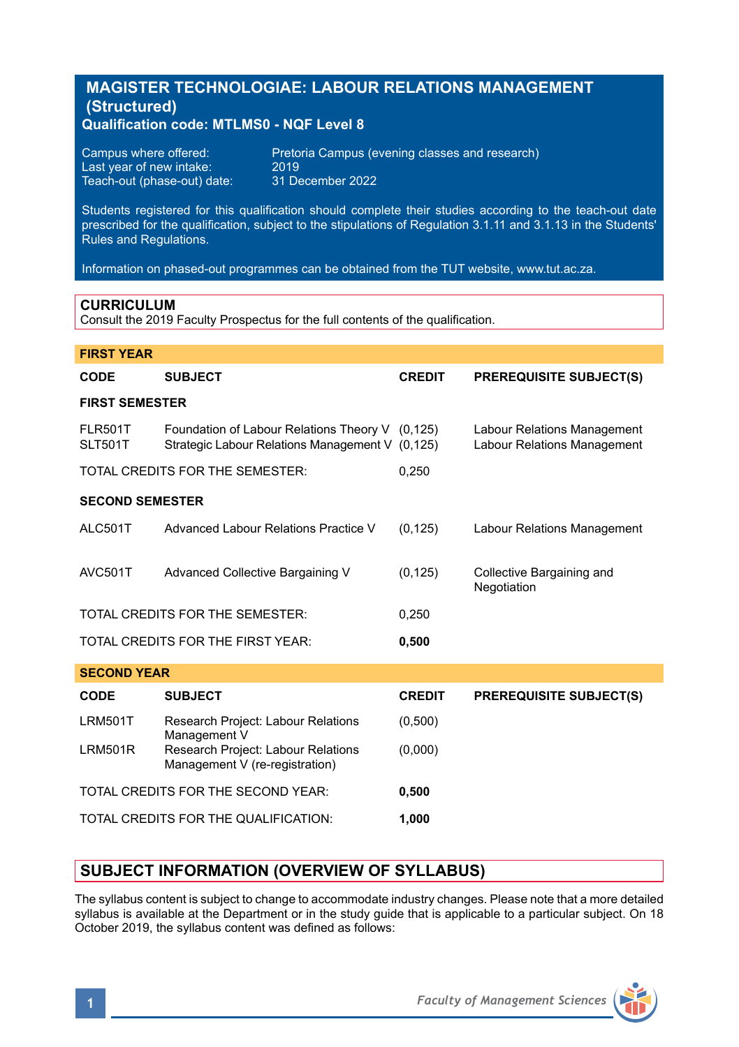# MAGISTER TECHNOLOGIAE: LABOUR RELATIONS MANAGEMENT (Structured)

**Qualification code: MTLMS0 - NQF Level 8**

Campus where offered: Pretoria Campus (evening classes and research)
Last year of new intake: 2019
Teach-out (phase-out) date: 31 December 2022

Students registered for this qualification should complete their studies according to the teach-out date prescribed for the qualification, subject to the stipulations of Regulation 3.1.11 and 3.1.13 in the Students' Rules and Regulations.

Information on phased-out programmes can be obtained from the TUT website, www.tut.ac.za.

## CURRICULUM

Consult the 2019 Faculty Prospectus for the full contents of the qualification.

### FIRST YEAR

| CODE | SUBJECT | CREDIT | PREREQUISITE SUBJECT(S) |
|---|---|---|---|
| **FIRST SEMESTER** | | | |
| FLR501T | Foundation of Labour Relations Theory V | (0,125) | Labour Relations Management |
| SLT501T | Strategic Labour Relations Management V | (0,125) | Labour Relations Management |
| TOTAL CREDITS FOR THE SEMESTER: | | 0,250 | |
| **SECOND SEMESTER** | | | |
| ALC501T | Advanced Labour Relations Practice V | (0,125) | Labour Relations Management |
| AVC501T | Advanced Collective Bargaining V | (0,125) | Collective Bargaining and Negotiation |
| TOTAL CREDITS FOR THE SEMESTER: | | 0,250 | |
| TOTAL CREDITS FOR THE FIRST YEAR: | | **0,500** | |

### SECOND YEAR

| CODE | SUBJECT | CREDIT | PREREQUISITE SUBJECT(S) |
|---|---|---|---|
| LRM501T | Research Project: Labour Relations Management V | (0,500) | |
| LRM501R | Research Project: Labour Relations Management V (re-registration) | (0,000) | |
| TOTAL CREDITS FOR THE SECOND YEAR: | | **0,500** | |
| TOTAL CREDITS FOR THE QUALIFICATION: | | **1,000** | |

## SUBJECT INFORMATION (OVERVIEW OF SYLLABUS)

The syllabus content is subject to change to accommodate industry changes. Please note that a more detailed syllabus is available at the Department or in the study guide that is applicable to a particular subject. On 18 October 2019, the syllabus content was defined as follows: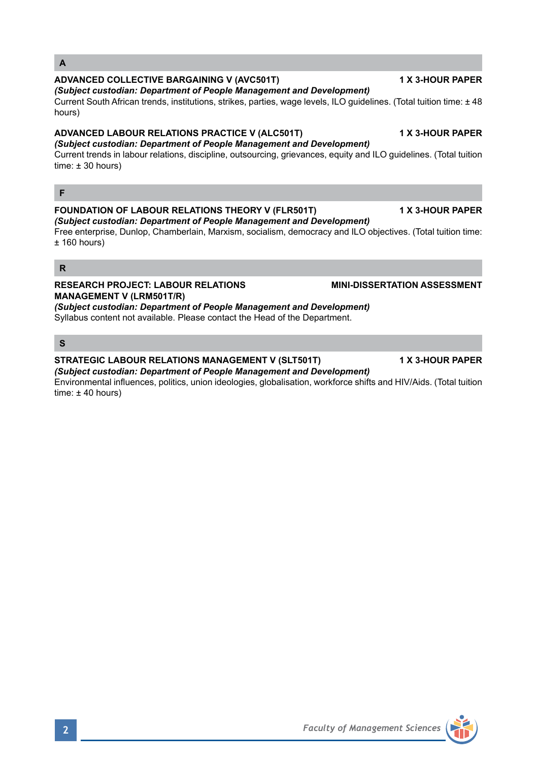## A

**ADVANCED COLLECTIVE BARGAINING V (AVC501T)** **1 X 3-HOUR PAPER**

***(Subject custodian: Department of People Management and Development)***

Current South African trends, institutions, strikes, parties, wage levels, ILO guidelines. (Total tuition time: ± 48 hours)

**ADVANCED LABOUR RELATIONS PRACTICE V (ALC501T)** **1 X 3-HOUR PAPER**

***(Subject custodian: Department of People Management and Development)***

Current trends in labour relations, discipline, outsourcing, grievances, equity and ILO guidelines. (Total tuition time: ± 30 hours)

## F

**FOUNDATION OF LABOUR RELATIONS THEORY V (FLR501T)** **1 X 3-HOUR PAPER**

***(Subject custodian: Department of People Management and Development)***

Free enterprise, Dunlop, Chamberlain, Marxism, socialism, democracy and ILO objectives. (Total tuition time: ± 160 hours)

## R

**RESEARCH PROJECT: LABOUR RELATIONS MANAGEMENT V (LRM501T/R)** **MINI-DISSERTATION ASSESSMENT**

***(Subject custodian: Department of People Management and Development)***

Syllabus content not available. Please contact the Head of the Department.

## S

**STRATEGIC LABOUR RELATIONS MANAGEMENT V (SLT501T)** **1 X 3-HOUR PAPER**

***(Subject custodian: Department of People Management and Development)***

Environmental influences, politics, union ideologies, globalisation, workforce shifts and HIV/Aids. (Total tuition time: ± 40 hours)